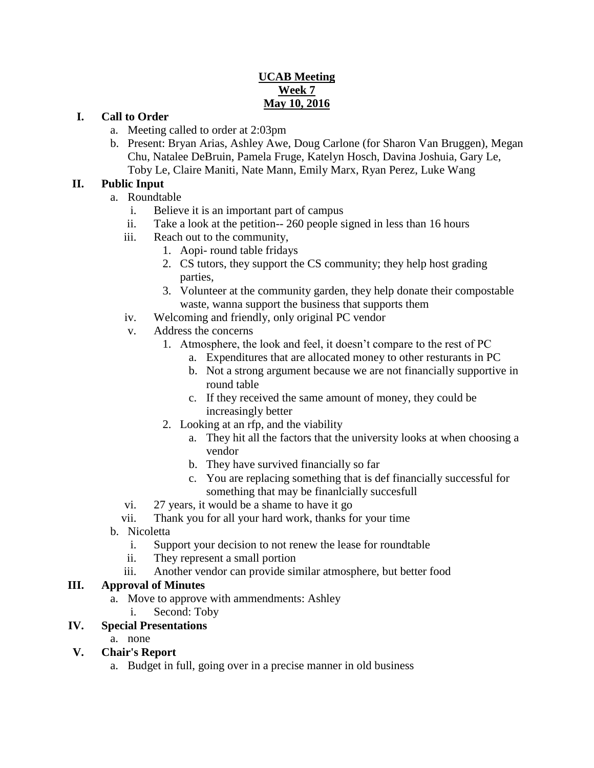**UCAB Meeting**
**Week 7**
**May 10, 2016**

I. **Call to Order**
   a. Meeting called to order at 2:03pm
   b. Present: Bryan Arias, Ashley Awe, Doug Carlone (for Sharon Van Bruggen), Megan Chu, Natalee DeBruin, Pamela Fruge, Katelyn Hosch, Davina Joshuia, Gary Le, Toby Le, Claire Maniti, Nate Mann, Emily Marx, Ryan Perez, Luke Wang

II. **Public Input**
   a. Roundtable
      i. Believe it is an important part of campus
      ii. Take a look at the petition-- 260 people signed in less than 16 hours
      iii. Reach out to the community,
         1. Aopi- round table fridays
         2. CS tutors, they support the CS community; they help host grading parties,
         3. Volunteer at the community garden, they help donate their compostable waste, wanna support the business that supports them
      iv. Welcoming and friendly, only original PC vendor
      v. Address the concerns
         1. Atmosphere, the look and feel, it doesn't compare to the rest of PC
            a. Expenditures that are allocated money to other resturants in PC
            b. Not a strong argument because we are not financially supportive in round table
            c. If they received the same amount of money, they could be increasingly better
         2. Looking at an rfp, and the viability
            a. They hit all the factors that the university looks at when choosing a vendor
            b. They have survived financially so far
            c. You are replacing something that is def financially successful for something that may be finanlcially succesfull
      vi. 27 years, it would be a shame to have it go
      vii. Thank you for all your hard work, thanks for your time
   b. Nicoletta
      i. Support your decision to not renew the lease for roundtable
      ii. They represent a small portion
      iii. Another vendor can provide similar atmosphere, but better food

III. **Approval of Minutes**
   a. Move to approve with ammendments: Ashley
      i. Second: Toby

IV. **Special Presentations**
   a. none

V. **Chair's Report**
   a. Budget in full, going over in a precise manner in old business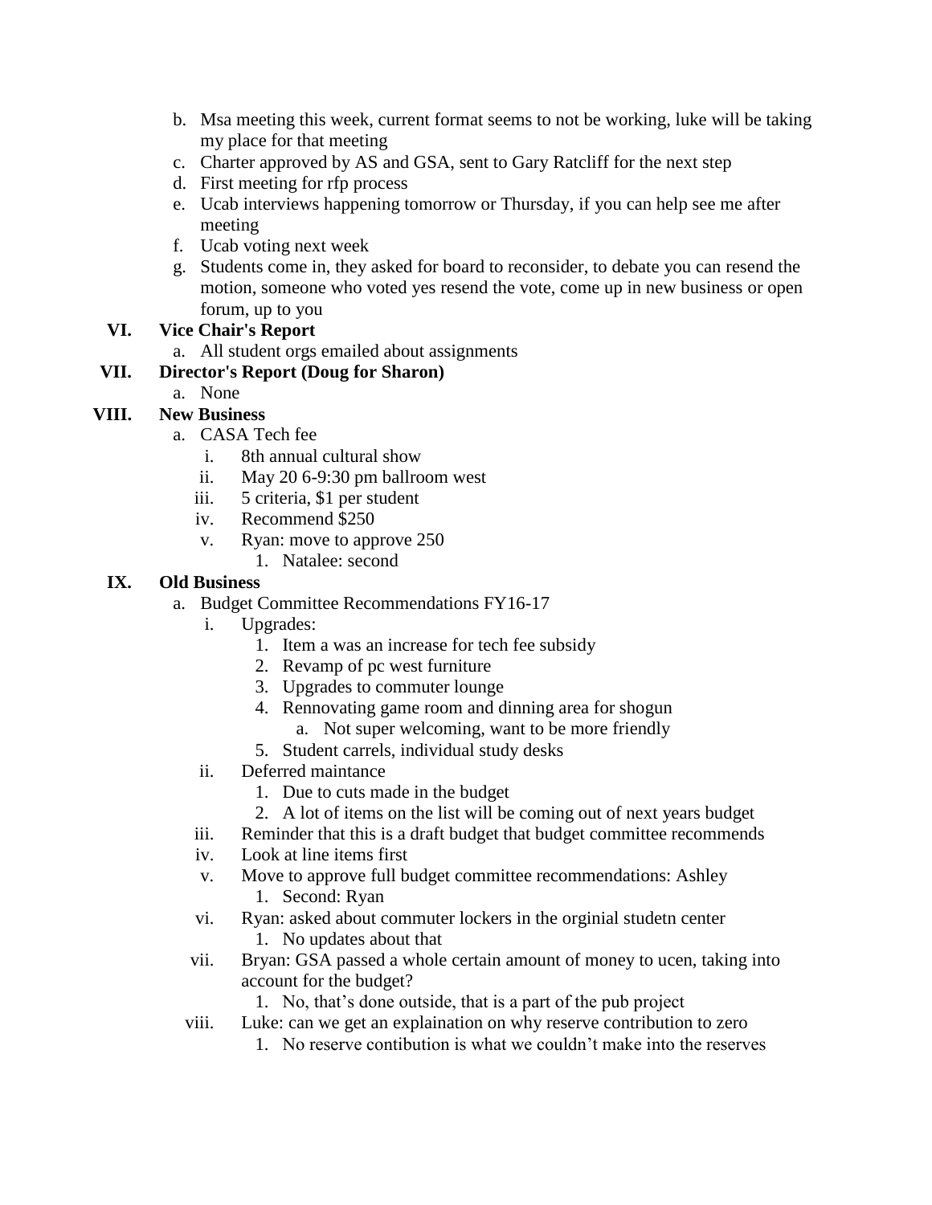b. Msa meeting this week, current format seems to not be working, luke will be taking my place for that meeting
c. Charter approved by AS and GSA, sent to Gary Ratcliff for the next step
d. First meeting for rfp process
e. Ucab interviews happening tomorrow or Thursday, if you can help see me after meeting
f. Ucab voting next week
g. Students come in, they asked for board to reconsider, to debate you can resend the motion, someone who voted yes resend the vote, come up in new business or open forum, up to you

VI. **Vice Chair's Report**
   a. All student orgs emailed about assignments

VII. **Director's Report (Doug for Sharon)**
   a. None

VIII. **New Business**
   a. CASA Tech fee
      i. 8th annual cultural show
      ii. May 20 6-9:30 pm ballroom west
      iii. 5 criteria, $1 per student
      iv. Recommend $250
      v. Ryan: move to approve 250
         1. Natalee: second

IX. **Old Business**
   a. Budget Committee Recommendations FY16-17
      i. Upgrades:
         1. Item a was an increase for tech fee subsidy
         2. Revamp of pc west furniture
         3. Upgrades to commuter lounge
         4. Rennovating game room and dinning area for shogun
            a. Not super welcoming, want to be more friendly
         5. Student carrels, individual study desks
      ii. Deferred maintance
         1. Due to cuts made in the budget
         2. A lot of items on the list will be coming out of next years budget
      iii. Reminder that this is a draft budget that budget committee recommends
      iv. Look at line items first
      v. Move to approve full budget committee recommendations: Ashley
         1. Second: Ryan
      vi. Ryan: asked about commuter lockers in the orginial studetn center
         1. No updates about that
      vii. Bryan: GSA passed a whole certain amount of money to ucen, taking into account for the budget?
         1. No, that's done outside, that is a part of the pub project
      viii. Luke: can we get an explaination on why reserve contribution to zero
         1. No reserve contibution is what we couldn't make into the reserves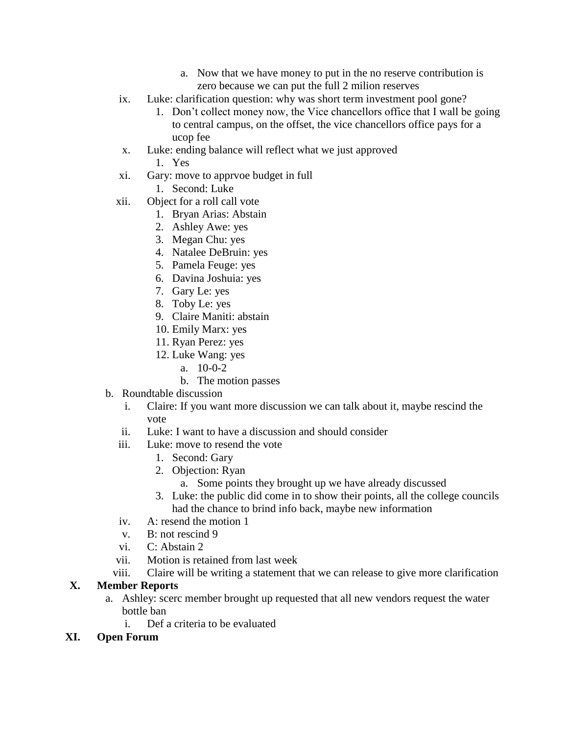a. Now that we have money to put in the no reserve contribution is zero because we can put the full 2 milion reserves

   ix. Luke: clarification question: why was short term investment pool gone?
      1. Don't collect money now, the Vice chancellors office that I wall be going to central campus, on the offset, the vice chancellors office pays for a ucop fee
   x. Luke: ending balance will reflect what we just approved
      1. Yes
   xi. Gary: move to apprvoe budget in full
      1. Second: Luke
   xii. Object for a roll call vote
      1. Bryan Arias: Abstain
      2. Ashley Awe: yes
      3. Megan Chu: yes
      4. Natalee DeBruin: yes
      5. Pamela Feuge: yes
      6. Davina Joshuia: yes
      7. Gary Le: yes
      8. Toby Le: yes
      9. Claire Maniti: abstain
      10. Emily Marx: yes
      11. Ryan Perez: yes
      12. Luke Wang: yes
         a. 10-0-2
         b. The motion passes

b. Roundtable discussion
   i. Claire: If you want more discussion we can talk about it, maybe rescind the vote
   ii. Luke: I want to have a discussion and should consider
   iii. Luke: move to resend the vote
      1. Second: Gary
      2. Objection: Ryan
         a. Some points they brought up we have already discussed
      3. Luke: the public did come in to show their points, all the college councils had the chance to brind info back, maybe new information
   iv. A: resend the motion 1
   v. B: not rescind 9
   vi. C: Abstain 2
   vii. Motion is retained from last week
   viii. Claire will be writing a statement that we can release to give more clarification

**X. Member Reports**

a. Ashley: scerc member brought up requested that all new vendors request the water bottle ban
   i. Def a criteria to be evaluated

**XI. Open Forum**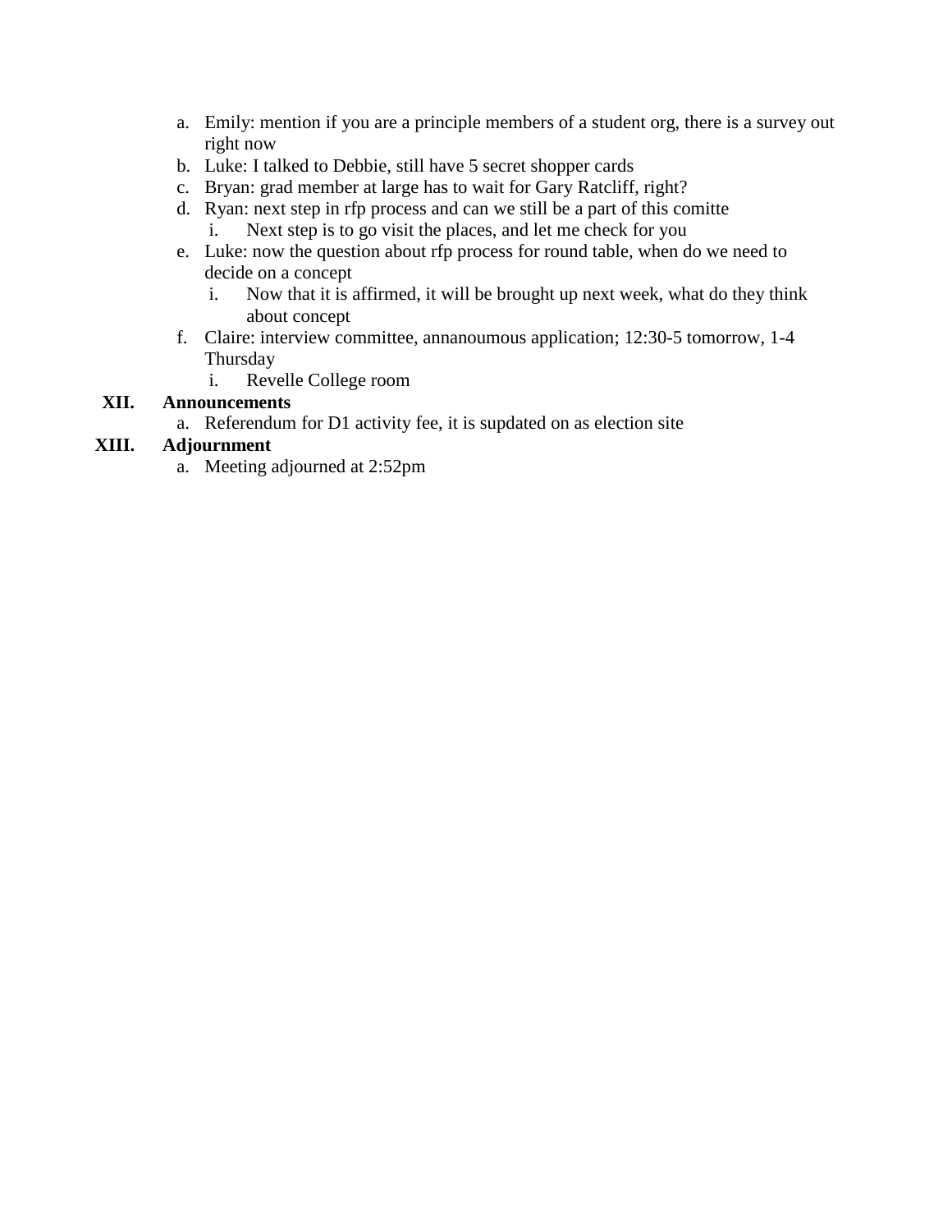a. Emily: mention if you are a principle members of a student org, there is a survey out right now
b. Luke: I talked to Debbie, still have 5 secret shopper cards
c. Bryan: grad member at large has to wait for Gary Ratcliff, right?
d. Ryan: next step in rfp process and can we still be a part of this comitte
   i. Next step is to go visit the places, and let me check for you
e. Luke: now the question about rfp process for round table, when do we need to decide on a concept
   i. Now that it is affirmed, it will be brought up next week, what do they think about concept
f. Claire: interview committee, annanoumous application; 12:30-5 tomorrow, 1-4 Thursday
   i. Revelle College room

**XII. Announcements**

a. Referendum for D1 activity fee, it is supdated on as election site

**XIII. Adjournment**

a. Meeting adjourned at 2:52pm